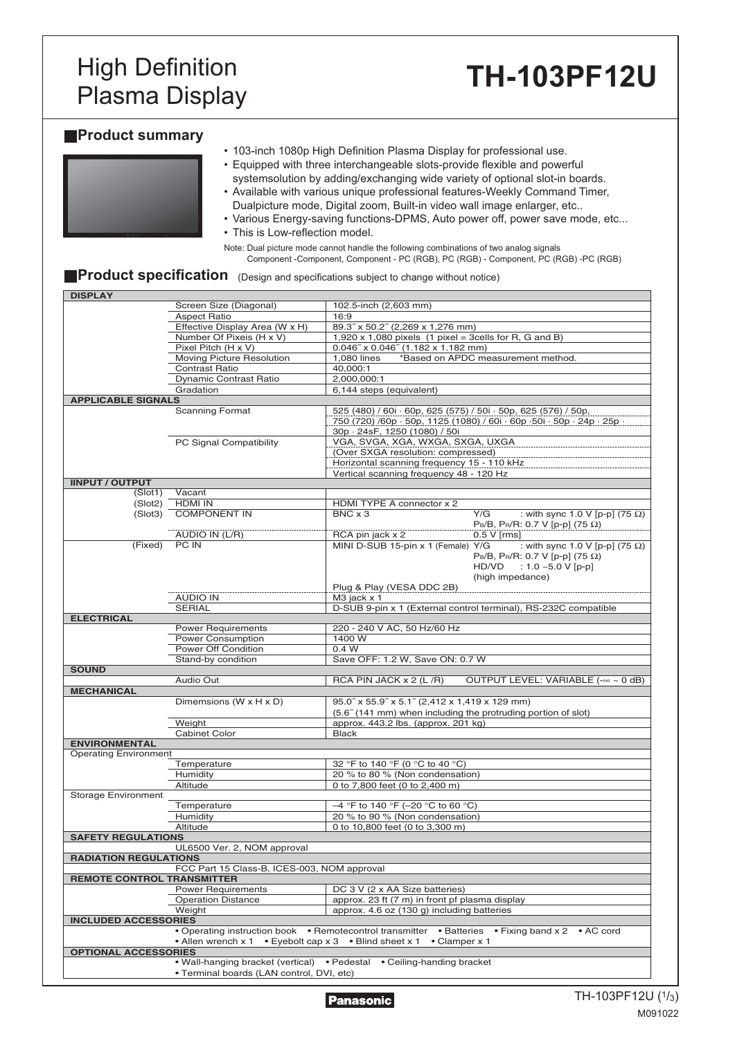# High Definition Plasma Display

# TH-103PF12U

## Product summary

- 103-inch 1080p High Definition Plasma Display for professional use.
- Equipped with three interchangeable slots-provide flexible and powerful systemsolution by adding/exchanging wide variety of optional slot-in boards.
- Available with various unique professional features-Weekly Command Timer, Dualpicture mode, Digital zoom, Built-in video wall image enlarger, etc..
- Various Energy-saving functions-DPMS, Auto power off, power save mode, etc...
- This is Low-reflection model.

Note: Dual picture mode cannot handle the following combinations of two analog signals
Component -Component, Component - PC (RGB), PC (RGB) - Component, PC (RGB) -PC (RGB)

## Product specification (Design and specifications subject to change without notice)

| | | | |
|---|---|---|---|
| **DISPLAY** | | | |
| | Screen Size (Diagonal) | 102.5-inch (2,603 mm) | |
| | Aspect Ratio | 16:9 | |
| | Effective Display Area (W x H) | 89.3˝ x 50.2˝ (2,269 x 1,276 mm) | |
| | Number Of Pixels (H x V) | 1,920 x 1,080 pixels (1 pixel = 3cells for R, G and B) | |
| | Pixel Pitch (H x V) | 0.046˝ x 0.046˝ (1.182 x 1.182 mm) | |
| | Moving Picture Resolution | 1,080 lines *Based on APDC measurement method. | |
| | Contrast Ratio | 40,000:1 | |
| | Dynamic Contrast Ratio | 2,000,000:1 | |
| | Gradation | 6,144 steps (equivalent) | |
| **APPLICABLE SIGNALS** | | | |
| | Scanning Format | 525 (480) / 60i · 60p, 625 (575) / 50i · 50p, 625 (576) / 50p, 750 (720) /60p · 50p, 1125 (1080) / 60i · 60p ·50i · 50p · 24p · 25p · 30p · 24sF, 1250 (1080) / 50i | |
| | PC Signal Compatibility | VGA, SVGA, XGA, WXGA, SXGA, UXGA | |
| | | (Over SXGA resolution: compressed) | |
| | | Horizontal scanning frequency 15 - 110 kHz | |
| | | Vertical scanning frequency 48 - 120 Hz | |
| **IINPUT / OUTPUT** | | | |
| (Slot1) | Vacant | | |
| (Slot2) | HDMI IN | HDMI TYPE A connector x 2 | |
| (Slot3) | COMPONENT IN | BNC x 3 | Y/G : with sync 1.0 V [p-p] (75 Ω) $P_B$/B, $P_R$/R: 0.7 V [p-p] (75 Ω) |
| | AUDIO IN (L/R) | RCA pin jack x 2 | 0.5 V [rms] |
| (Fixed) | PC IN | MINI D-SUB 15-pin x 1 (Female) | Y/G : with sync 1.0 V [p-p] (75 Ω) $P_B$/B, $P_R$/R: 0.7 V [p-p] (75 Ω) HD/VD : 1.0 ~5.0 V [p-p] (high impedance) |
| | | Plug & Play (VESA DDC 2B) | |
| | AUDIO IN | M3 jack x 1 | |
| | SERIAL | D-SUB 9-pin x 1 (External control terminal), RS-232C compatible | |
| **ELECTRICAL** | | | |
| | Power Requirements | 220 - 240 V AC, 50 Hz/60 Hz | |
| | Power Consumption | 1400 W | |
| | Power Off Condition | 0.4 W | |
| | Stand-by condition | Save OFF: 1.2 W, Save ON: 0.7 W | |
| **SOUND** | | | |
| | Audio Out | RCA PIN JACK x 2 (L /R) | OUTPUT LEVEL: VARIABLE (-∞ ~ 0 dB) |
| **MECHANICAL** | | | |
| | Dimemsions (W x H x D) | 95.0˝ x 55.9˝ x 5.1˝ (2,412 x 1,419 x 129 mm) (5.6˝ (141 mm) when including the protruding portion of slot) | |
| | Weight | approx. 443.2 lbs. (approx. 201 kg) | |
| | Cabinet Color | Black | |
| **ENVIRONMENTAL** | | | |
| Operating Environment | | | |
| | Temperature | 32 °F to 140 °F (0 °C to 40 °C) | |
| | Humidity | 20 % to 80 % (Non condensation) | |
| | Altitude | 0 to 7,800 feet (0 to 2,400 m) | |
| Storage Environment | | | |
| | Temperature | –4 °F to 140 °F (–20 °C to 60 °C) | |
| | Humidity | 20 % to 90 % (Non condensation) | |
| | Altitude | 0 to 10,800 feet (0 to 3,300 m) | |
| **SAFETY REGULATIONS** | | | |
| | UL6500 Ver. 2, NOM approval | | |
| **RADIATION REGULATIONS** | | | |
| | FCC Part 15 Class-B, ICES-003, NOM approval | | |
| **REMOTE CONTROL TRANSMITTER** | | | |
| | Power Requirements | DC 3 V (2 x AA Size batteries) | |
| | Operation Distance | approx. 23 ft (7 m) in front pf plasma display | |
| | Weight | approx. 4.6 oz (130 g) including batteries | |
| **INCLUDED ACCESSORIES** | | | |
| | • Operating instruction book • Remotecontrol transmitter • Batteries • Fixing band x 2 • AC cord • Allen wrench x 1 • Eyebolt cap x 3 • Blind sheet x 1 • Clamper x 1 | | |
| **OPTIONAL ACCESSORIES** | | | |
| | • Wall-hanging bracket (vertical) • Pedestal • Ceiling-handing bracket • Terminal boards (LAN control, DVI, etc) | | |

Panasonic

M091022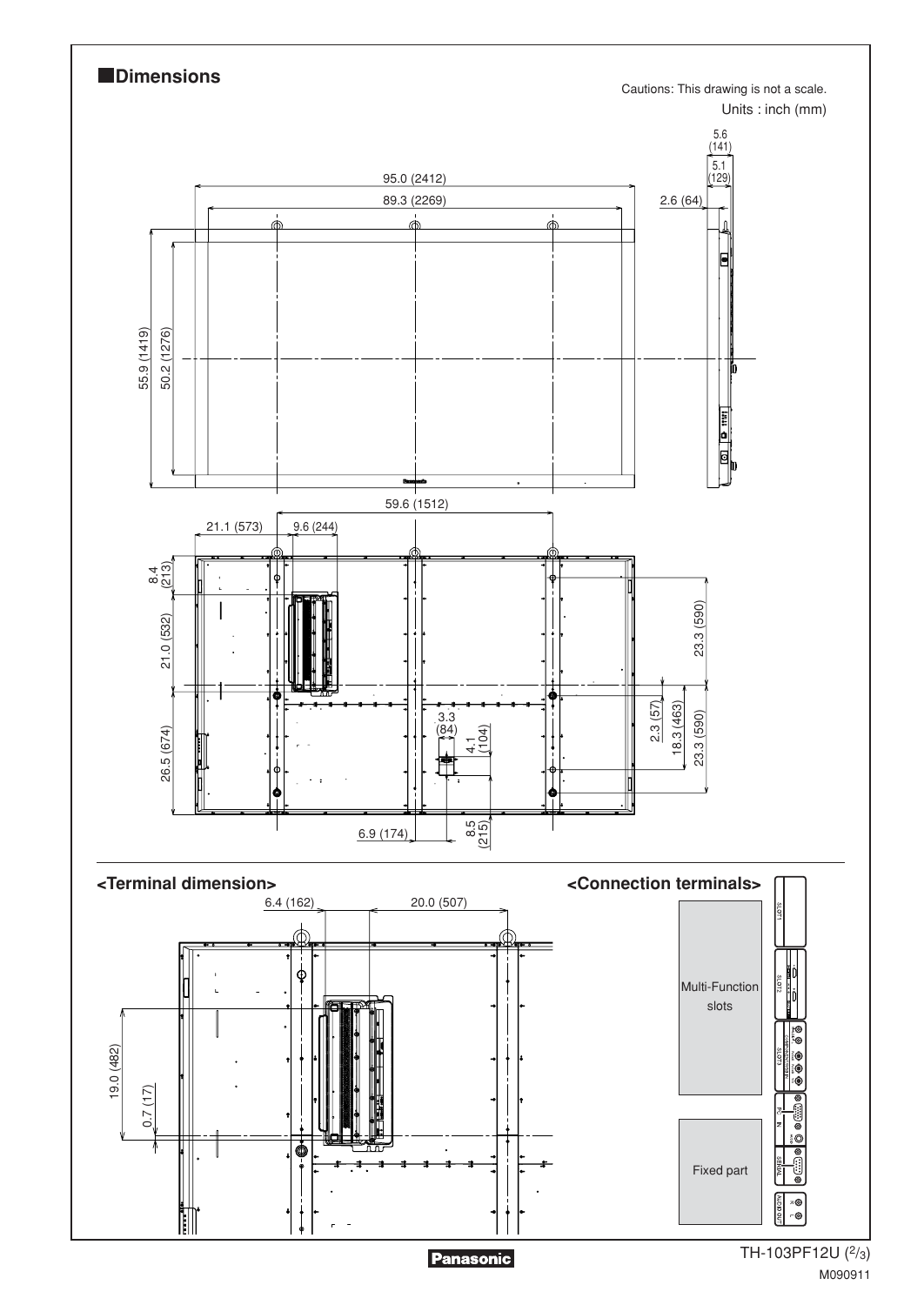## Dimensions

Cautions: This drawing is not a scale.

Units : inch (mm)

95.0 (2412)

89.3 (2269)

55.9 (1419)

50.2 (1276)

5.6 (141)

5.1 (129)

2.6 (64)

59.6 (1512)

21.1 (573)

9.6 (244)

8.4 (213)

21.0 (532)

26.5 (674)

23.3 (590)

2.3 (57)

18.3 (463)

23.3 (590)

3.3 (84)

4.1 (104)

6.9 (174)

8.5 (215)

## <Terminal dimension>

6.4 (162)

20.0 (507)

19.0 (482)

0.7 (17)

## <Connection terminals>

Multi-Function slots

Fixed part

SLOT1

SLOT2

SLOT3

PC IN

SERIAL

AUDIO OUT

M090911